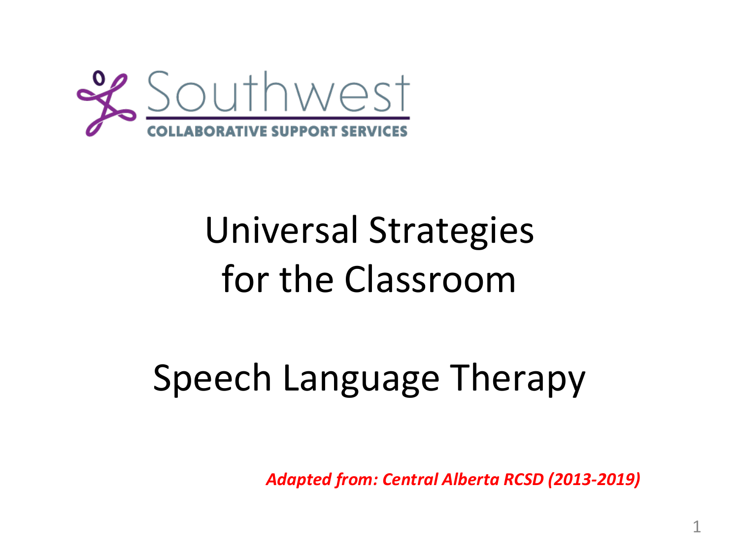Southwest

COLLABORATIVE SUPPORT SERVICES

# Universal Strategies for the Classroom

# Speech Language Therapy

***Adapted from: Central Alberta RCSD (2013-2019)***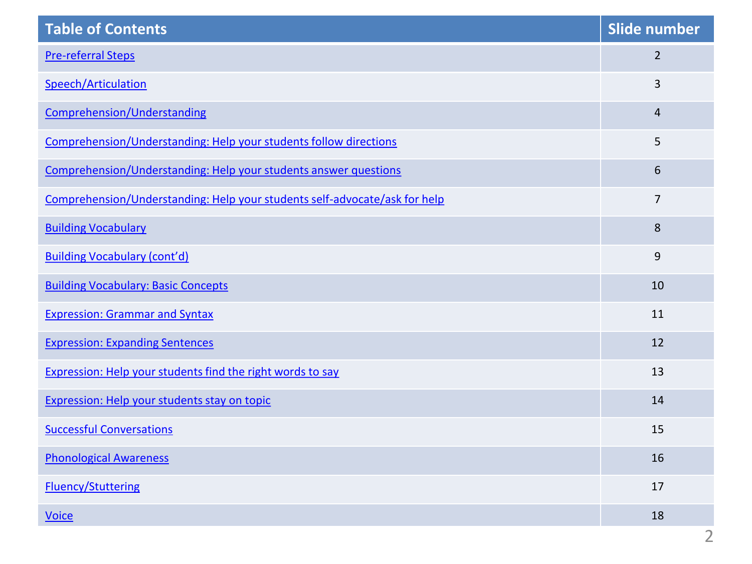| Table of Contents | Slide number |
| --- | --- |
| Pre-referral Steps | 2 |
| Speech/Articulation | 3 |
| Comprehension/Understanding | 4 |
| Comprehension/Understanding: Help your students follow directions | 5 |
| Comprehension/Understanding: Help your students answer questions | 6 |
| Comprehension/Understanding: Help your students self-advocate/ask for help | 7 |
| Building Vocabulary | 8 |
| Building Vocabulary (cont'd) | 9 |
| Building Vocabulary: Basic Concepts | 10 |
| Expression: Grammar and Syntax | 11 |
| Expression: Expanding Sentences | 12 |
| Expression: Help your students find the right words to say | 13 |
| Expression: Help your students stay on topic | 14 |
| Successful Conversations | 15 |
| Phonological Awareness | 16 |
| Fluency/Stuttering | 17 |
| Voice | 18 |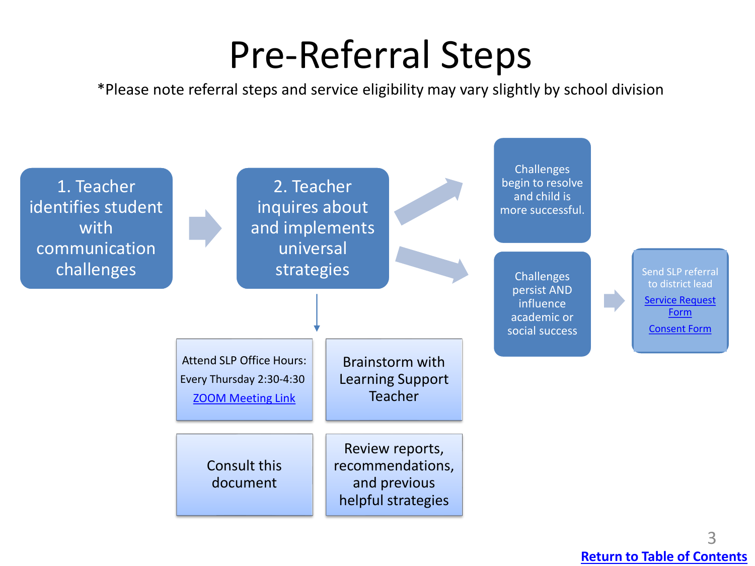# Pre-Referral Steps

*Please note referral steps and service eligibility may vary slightly by school division

1. Teacher identifies student with communication challenges

2. Teacher inquires about and implements universal strategies

- Attend SLP Office Hours: Every Thursday 2:30-4:30 ZOOM Meeting Link
- Brainstorm with Learning Support Teacher
- Consult this document
- Review reports, recommendations, and previous helpful strategies

Challenges begin to resolve and child is more successful.

Challenges persist AND influence academic or social success

Send SLP referral to district lead

Service Request Form

Consent Form

Return to Table of Contents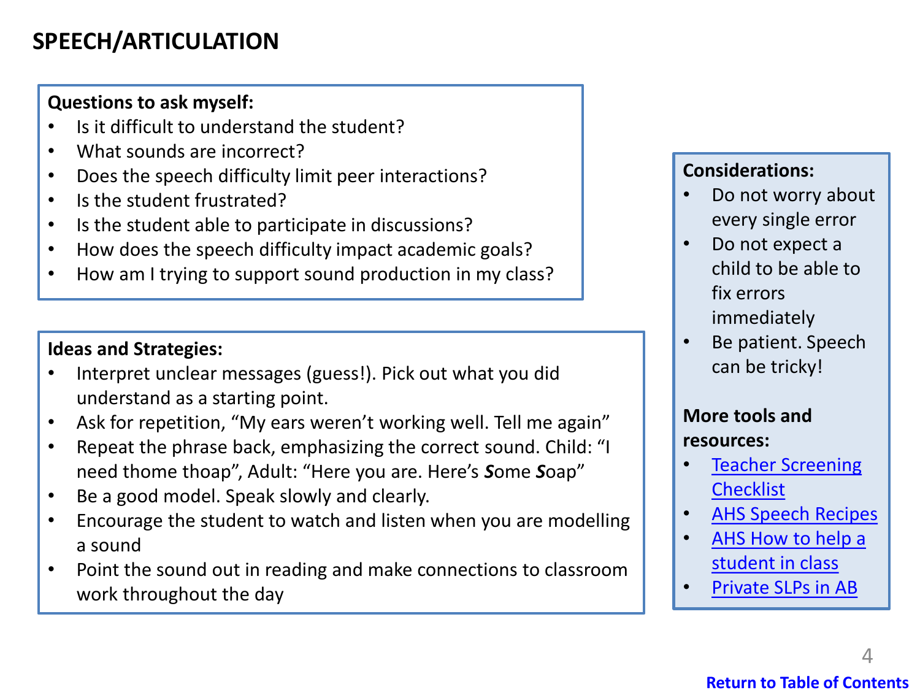# SPEECH/ARTICULATION

**Questions to ask myself:**

- Is it difficult to understand the student?
- What sounds are incorrect?
- Does the speech difficulty limit peer interactions?
- Is the student frustrated?
- Is the student able to participate in discussions?
- How does the speech difficulty impact academic goals?
- How am I trying to support sound production in my class?

**Ideas and Strategies:**

- Interpret unclear messages (guess!). Pick out what you did understand as a starting point.
- Ask for repetition, "My ears weren't working well. Tell me again"
- Repeat the phrase back, emphasizing the correct sound. Child: "I need thome thoap", Adult: "Here you are. Here's ***S***ome ***S***oap"
- Be a good model. Speak slowly and clearly.
- Encourage the student to watch and listen when you are modelling a sound
- Point the sound out in reading and make connections to classroom work throughout the day

**Considerations:**

- Do not worry about every single error
- Do not expect a child to be able to fix errors immediately
- Be patient. Speech can be tricky!

**More tools and resources:**

- Teacher Screening Checklist
- AHS Speech Recipes
- AHS How to help a student in class
- Private SLPs in AB

Return to Table of Contents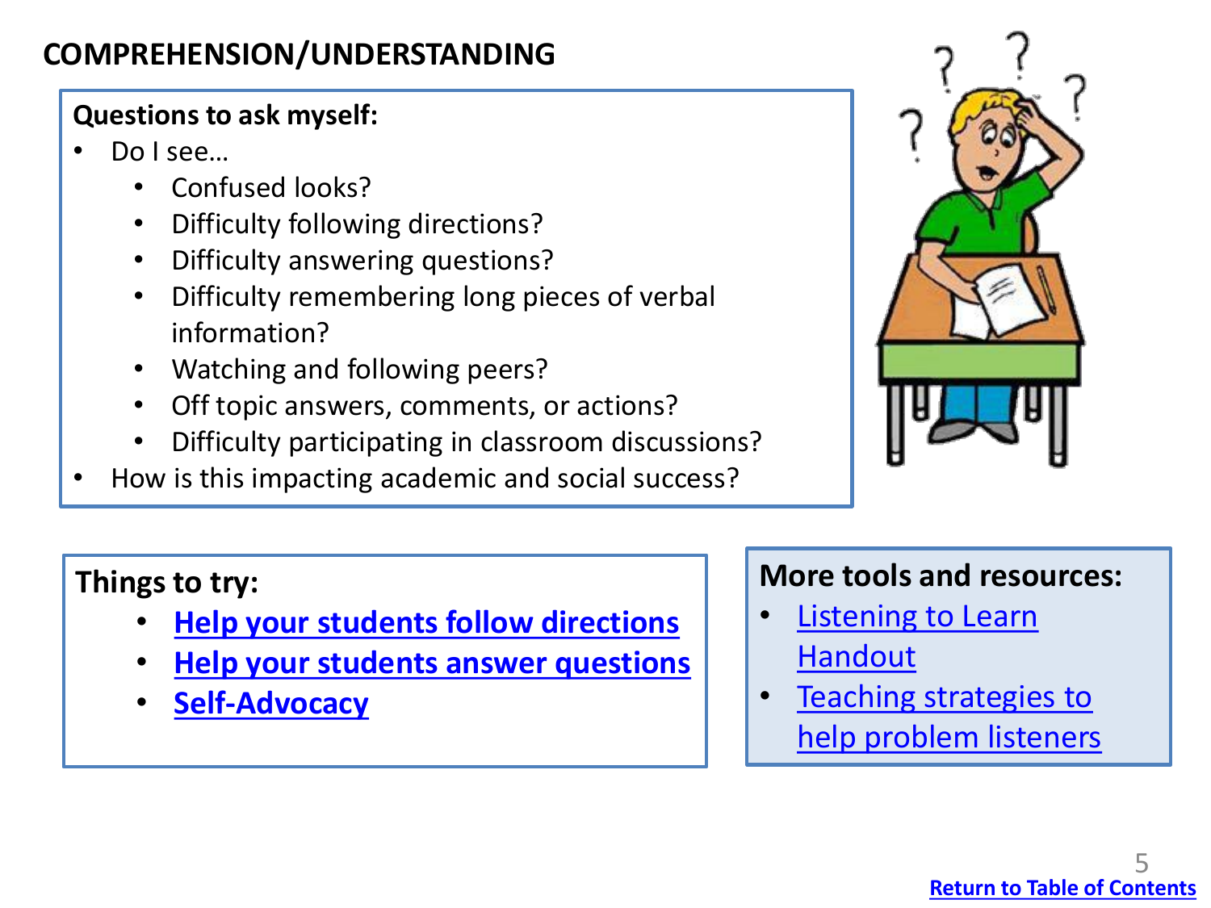# COMPREHENSION/UNDERSTANDING

**Questions to ask myself:**

- Do I see…
  - Confused looks?
  - Difficulty following directions?
  - Difficulty answering questions?
  - Difficulty remembering long pieces of verbal information?
  - Watching and following peers?
  - Off topic answers, comments, or actions?
  - Difficulty participating in classroom discussions?
- How is this impacting academic and social success?

**Things to try:**

- **Help your students follow directions**
- **Help your students answer questions**
- **Self-Advocacy**

**More tools and resources:**

- Listening to Learn Handout
- Teaching strategies to help problem listeners

**Return to Table of Contents**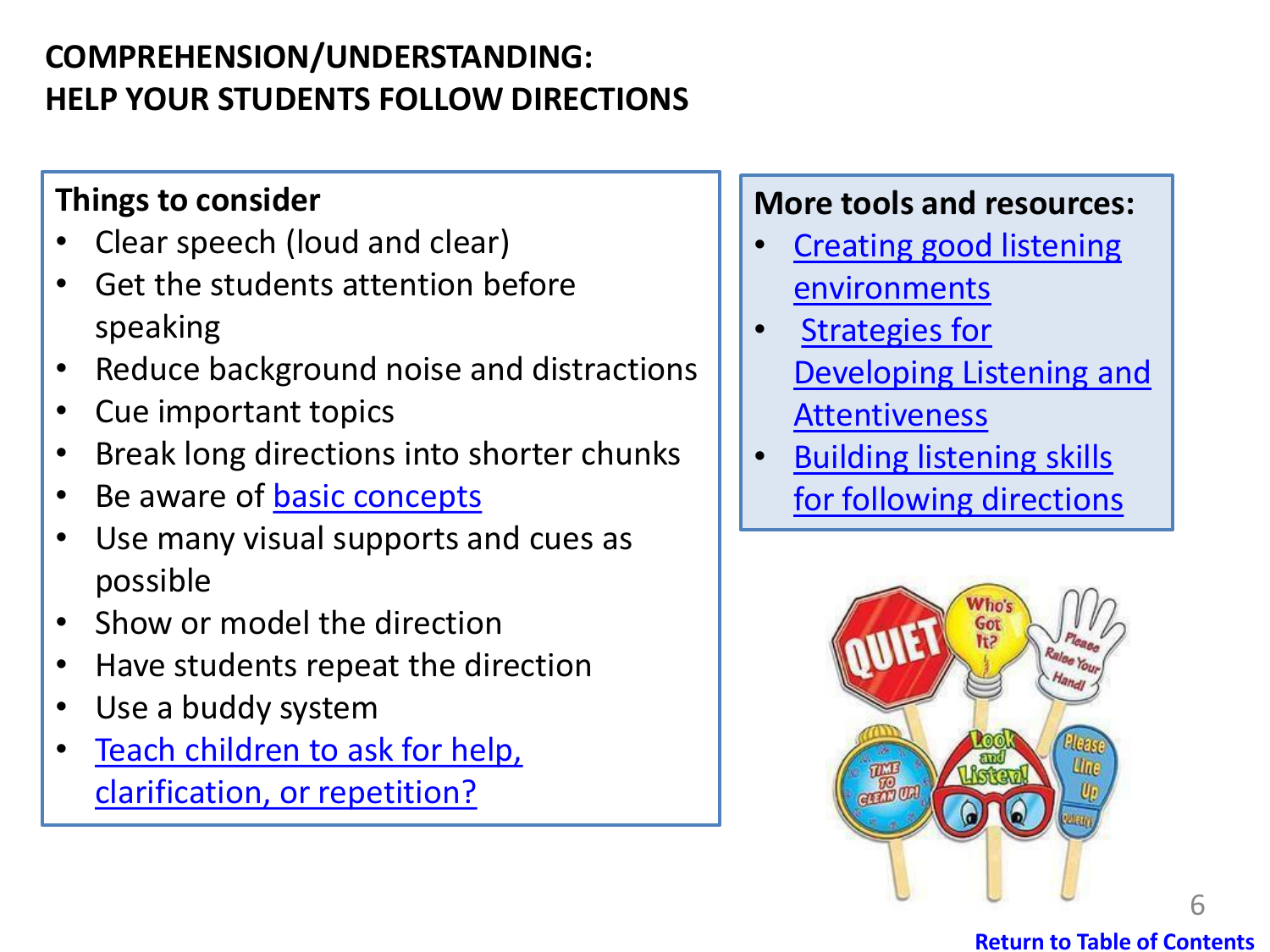# COMPREHENSION/UNDERSTANDING: HELP YOUR STUDENTS FOLLOW DIRECTIONS

**Things to consider**

- Clear speech (loud and clear)
- Get the students attention before speaking
- Reduce background noise and distractions
- Cue important topics
- Break long directions into shorter chunks
- Be aware of basic concepts
- Use many visual supports and cues as possible
- Show or model the direction
- Have students repeat the direction
- Use a buddy system
- Teach children to ask for help, clarification, or repetition?

**More tools and resources:**

- Creating good listening environments
- Strategies for Developing Listening and Attentiveness
- Building listening skills for following directions

Return to Table of Contents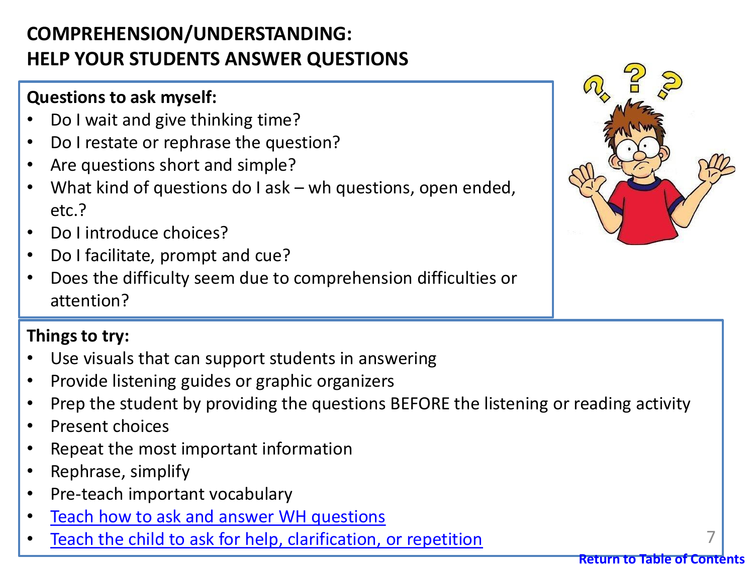# COMPREHENSION/UNDERSTANDING: HELP YOUR STUDENTS ANSWER QUESTIONS

**Questions to ask myself:**

- Do I wait and give thinking time?
- Do I restate or rephrase the question?
- Are questions short and simple?
- What kind of questions do I ask – wh questions, open ended, etc.?
- Do I introduce choices?
- Do I facilitate, prompt and cue?
- Does the difficulty seem due to comprehension difficulties or attention?

**Things to try:**

- Use visuals that can support students in answering
- Provide listening guides or graphic organizers
- Prep the student by providing the questions BEFORE the listening or reading activity
- Present choices
- Repeat the most important information
- Rephrase, simplify
- Pre-teach important vocabulary
- Teach how to ask and answer WH questions
- Teach the child to ask for help, clarification, or repetition

**Return to Table of Contents**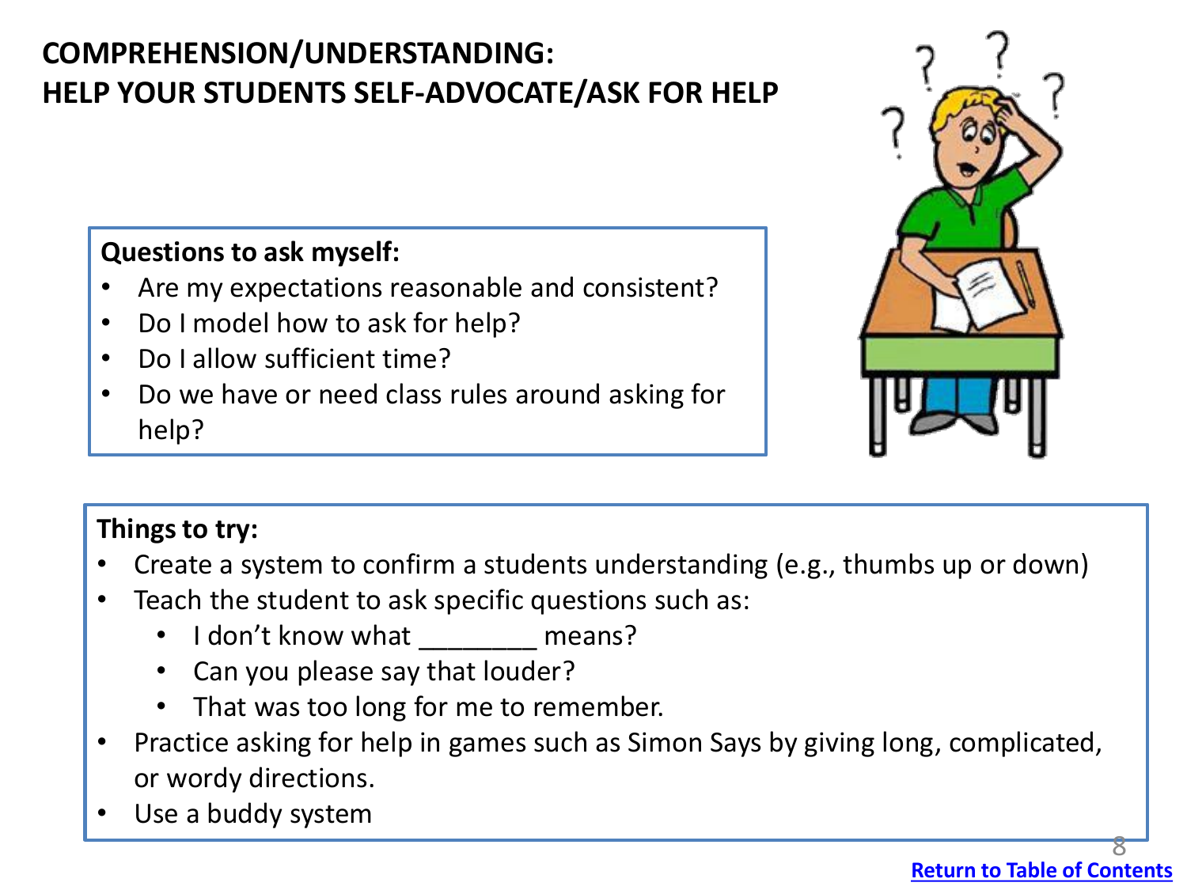# COMPREHENSION/UNDERSTANDING: HELP YOUR STUDENTS SELF-ADVOCATE/ASK FOR HELP

**Questions to ask myself:**

- Are my expectations reasonable and consistent?
- Do I model how to ask for help?
- Do I allow sufficient time?
- Do we have or need class rules around asking for help?

**Things to try:**

- Create a system to confirm a students understanding (e.g., thumbs up or down)
- Teach the student to ask specific questions such as:
  - I don't know what ________ means?
  - Can you please say that louder?
  - That was too long for me to remember.
- Practice asking for help in games such as Simon Says by giving long, complicated, or wordy directions.
- Use a buddy system

Return to Table of Contents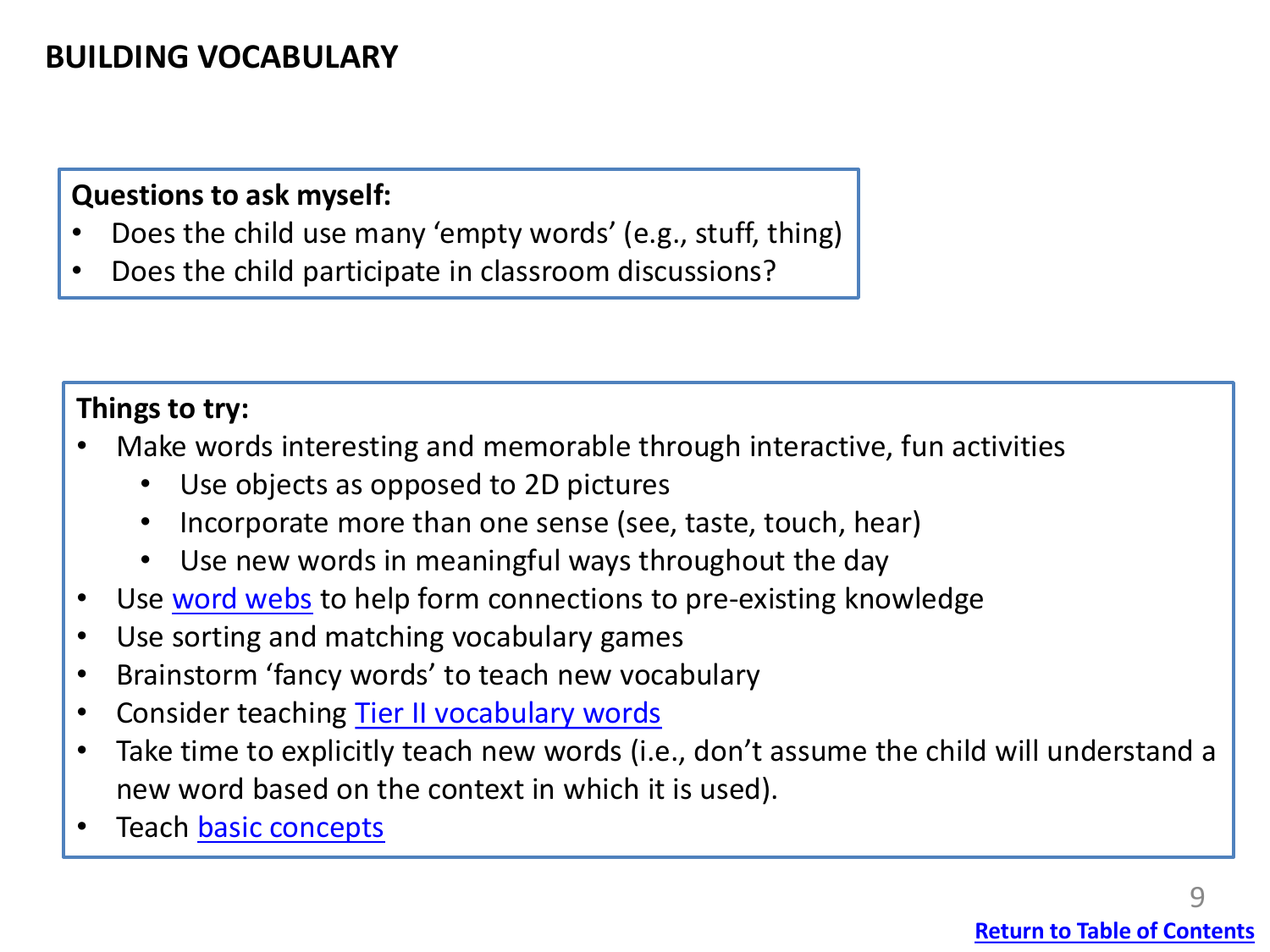# BUILDING VOCABULARY

**Questions to ask myself:**

- Does the child use many 'empty words' (e.g., stuff, thing)
- Does the child participate in classroom discussions?

**Things to try:**

- Make words interesting and memorable through interactive, fun activities
  - Use objects as opposed to 2D pictures
  - Incorporate more than one sense (see, taste, touch, hear)
  - Use new words in meaningful ways throughout the day
- Use word webs to help form connections to pre-existing knowledge
- Use sorting and matching vocabulary games
- Brainstorm 'fancy words' to teach new vocabulary
- Consider teaching Tier II vocabulary words
- Take time to explicitly teach new words (i.e., don't assume the child will understand a new word based on the context in which it is used).
- Teach basic concepts

Return to Table of Contents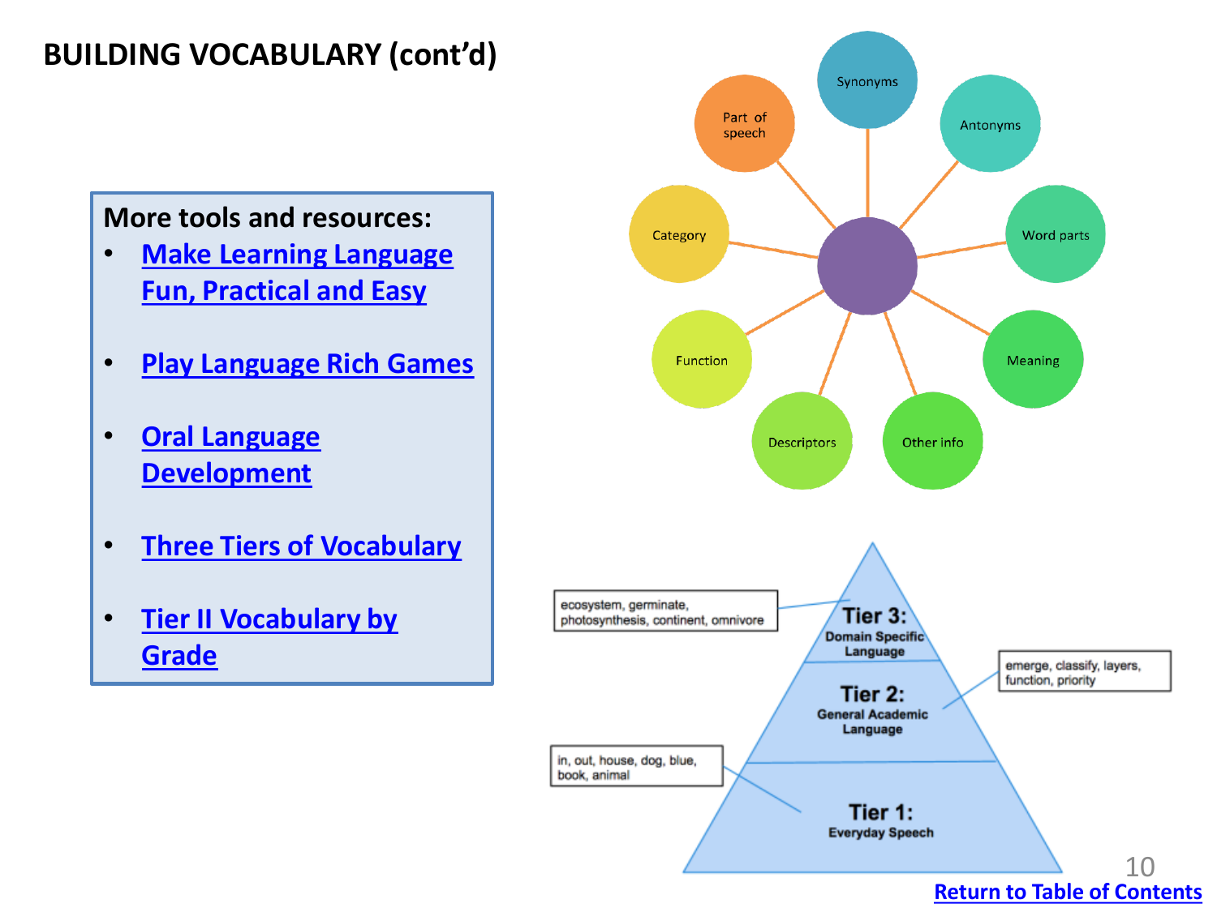## BUILDING VOCABULARY (cont'd)

**More tools and resources:**

- Make Learning Language Fun, Practical and Easy
- Play Language Rich Games
- Oral Language Development
- Three Tiers of Vocabulary
- Tier II Vocabulary by Grade

Part of speech

Synonyms

Antonyms

Category

Word parts

Function

Meaning

Descriptors

Other info

ecosystem, germinate, photosynthesis, continent, omnivore

**Tier 3:** Domain Specific Language

emerge, classify, layers, function, priority

**Tier 2:** General Academic Language

in, out, house, dog, blue, book, animal

**Tier 1:** Everyday Speech

Return to Table of Contents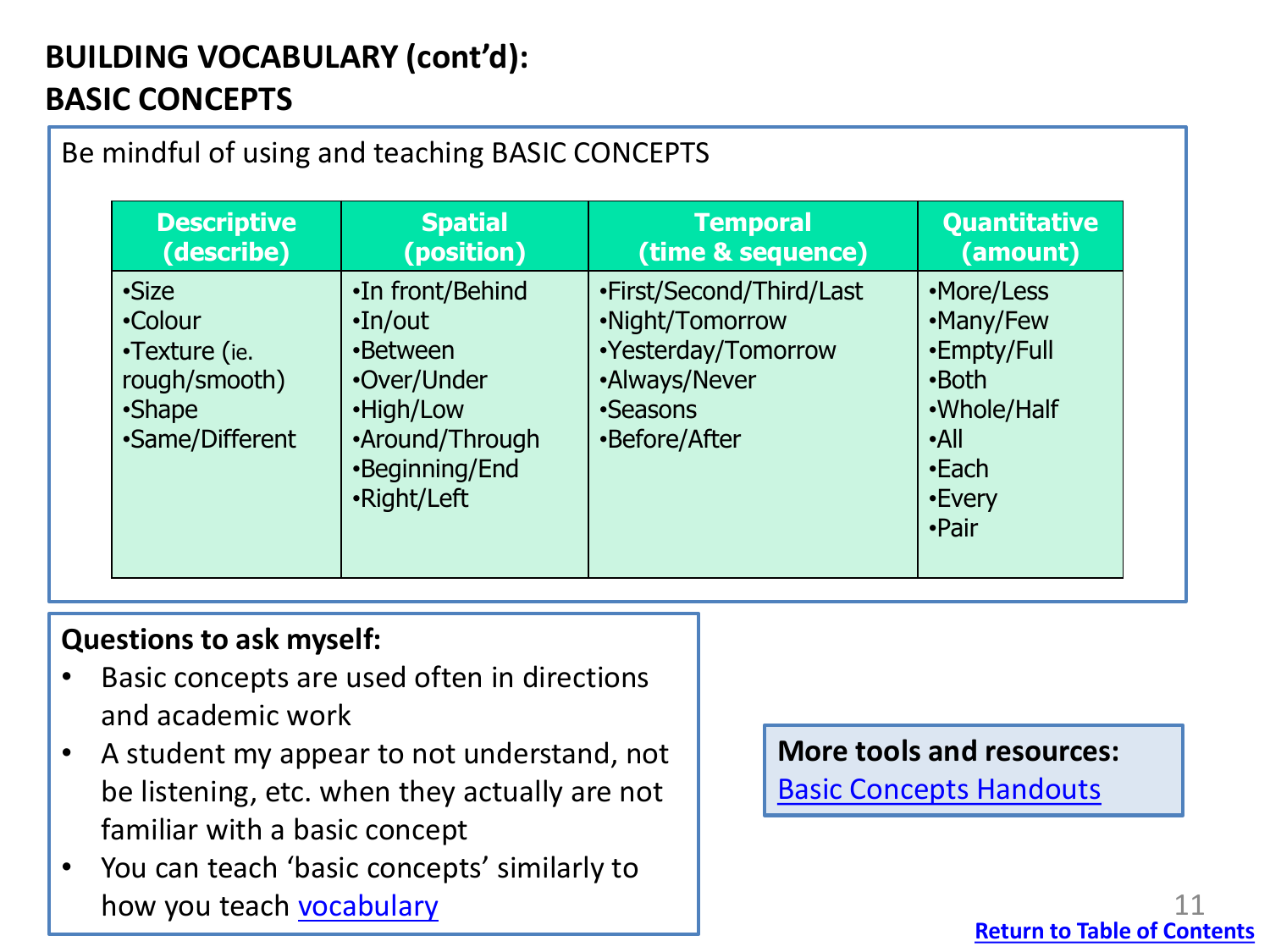# BUILDING VOCABULARY (cont'd): BASIC CONCEPTS

Be mindful of using and teaching BASIC CONCEPTS

| Descriptive (describe) | Spatial (position) | Temporal (time & sequence) | Quantitative (amount) |
|---|---|---|---|
| •Size<br>•Colour<br>•Texture (ie. rough/smooth)<br>•Shape<br>•Same/Different | •In front/Behind<br>•In/out<br>•Between<br>•Over/Under<br>•High/Low<br>•Around/Through<br>•Beginning/End<br>•Right/Left | •First/Second/Third/Last<br>•Night/Tomorrow<br>•Yesterday/Tomorrow<br>•Always/Never<br>•Seasons<br>•Before/After | •More/Less<br>•Many/Few<br>•Empty/Full<br>•Both<br>•Whole/Half<br>•All<br>•Each<br>•Every<br>•Pair |

**Questions to ask myself:**

- Basic concepts are used often in directions and academic work
- A student my appear to not understand, not be listening, etc. when they actually are not familiar with a basic concept
- You can teach 'basic concepts' similarly to how you teach vocabulary

**More tools and resources:**
Basic Concepts Handouts

Return to Table of Contents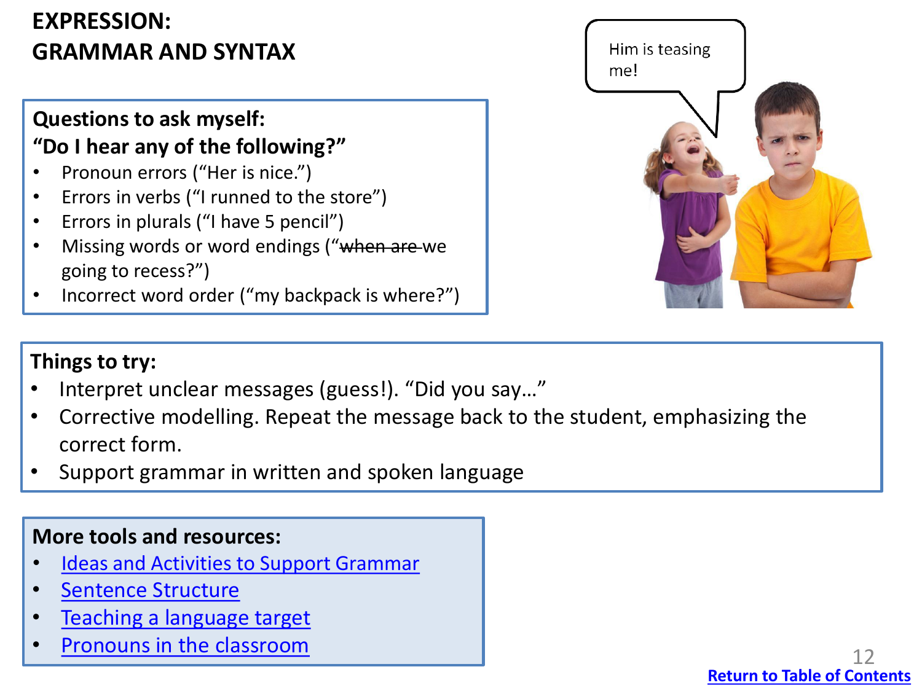# EXPRESSION: GRAMMAR AND SYNTAX

**Questions to ask myself:**
**"Do I hear any of the following?"**

- Pronoun errors ("Her is nice.")
- Errors in verbs ("I runned to the store")
- Errors in plurals ("I have 5 pencil")
- Missing words or word endings ("~~when are~~ we going to recess?")
- Incorrect word order ("my backpack is where?")

Him is teasing me!

**Things to try:**

- Interpret unclear messages (guess!). "Did you say…"
- Corrective modelling. Repeat the message back to the student, emphasizing the correct form.
- Support grammar in written and spoken language

**More tools and resources:**

- Ideas and Activities to Support Grammar
- Sentence Structure
- Teaching a language target
- Pronouns in the classroom

Return to Table of Contents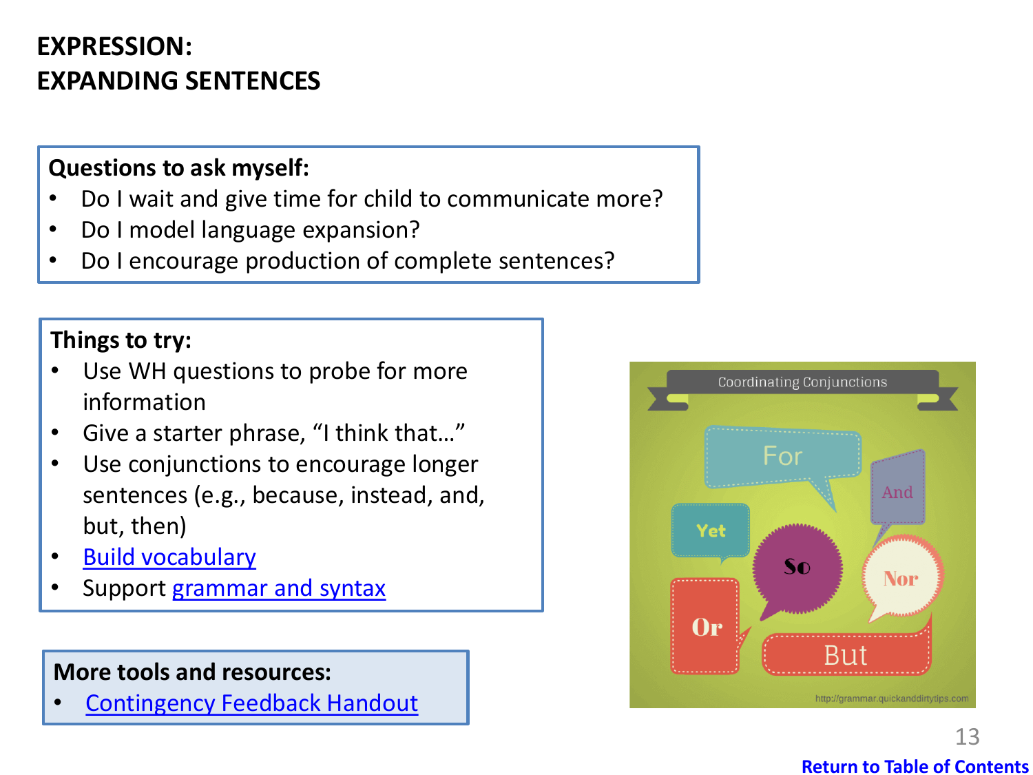# EXPRESSION:
# EXPANDING SENTENCES

**Questions to ask myself:**

- Do I wait and give time for child to communicate more?
- Do I model language expansion?
- Do I encourage production of complete sentences?

**Things to try:**

- Use WH questions to probe for more information
- Give a starter phrase, "I think that…"
- Use conjunctions to encourage longer sentences (e.g., because, instead, and, but, then)
- Build vocabulary
- Support grammar and syntax

**More tools and resources:**

- Contingency Feedback Handout

Return to Table of Contents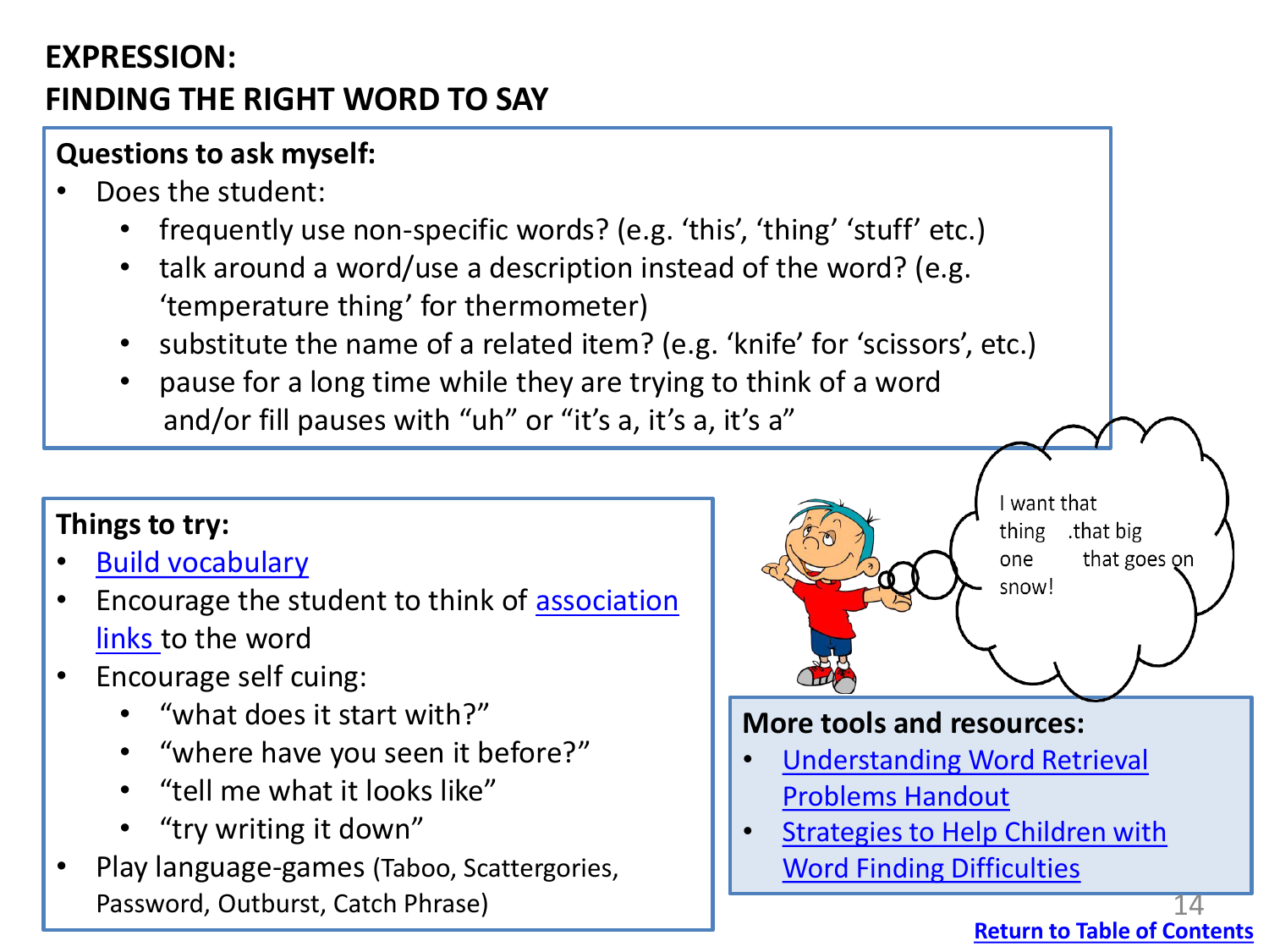# EXPRESSION:
# FINDING THE RIGHT WORD TO SAY

**Questions to ask myself:**

- Does the student:
  - frequently use non-specific words? (e.g. 'this', 'thing' 'stuff' etc.)
  - talk around a word/use a description instead of the word? (e.g. 'temperature thing' for thermometer)
  - substitute the name of a related item? (e.g. 'knife' for 'scissors', etc.)
  - pause for a long time while they are trying to think of a word and/or fill pauses with "uh" or "it's a, it's a, it's a"

**Things to try:**

- Build vocabulary
- Encourage the student to think of association links to the word
- Encourage self cuing:
  - "what does it start with?"
  - "where have you seen it before?"
  - "tell me what it looks like"
  - "try writing it down"
- Play language-games (Taboo, Scattergories, Password, Outburst, Catch Phrase)

I want that thing .that big one that goes on snow!

**More tools and resources:**

- Understanding Word Retrieval Problems Handout
- Strategies to Help Children with Word Finding Difficulties

**Return to Table of Contents**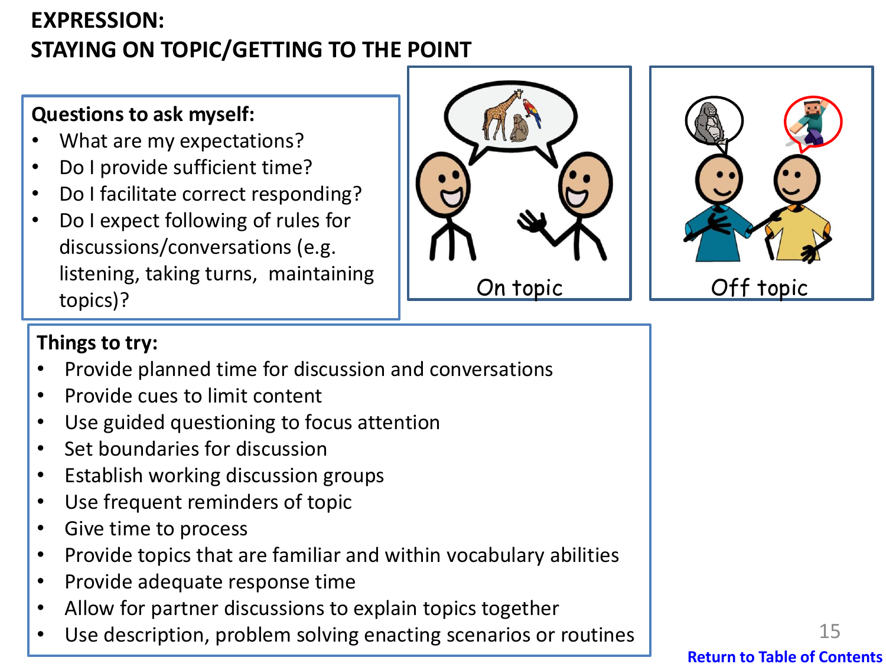# EXPRESSION:
# STAYING ON TOPIC/GETTING TO THE POINT

**Questions to ask myself:**

- What are my expectations?
- Do I provide sufficient time?
- Do I facilitate correct responding?
- Do I expect following of rules for discussions/conversations (e.g. listening, taking turns, maintaining topics)?

On topic

Off topic

**Things to try:**

- Provide planned time for discussion and conversations
- Provide cues to limit content
- Use guided questioning to focus attention
- Set boundaries for discussion
- Establish working discussion groups
- Use frequent reminders of topic
- Give time to process
- Provide topics that are familiar and within vocabulary abilities
- Provide adequate response time
- Allow for partner discussions to explain topics together
- Use description, problem solving enacting scenarios or routines

Return to Table of Contents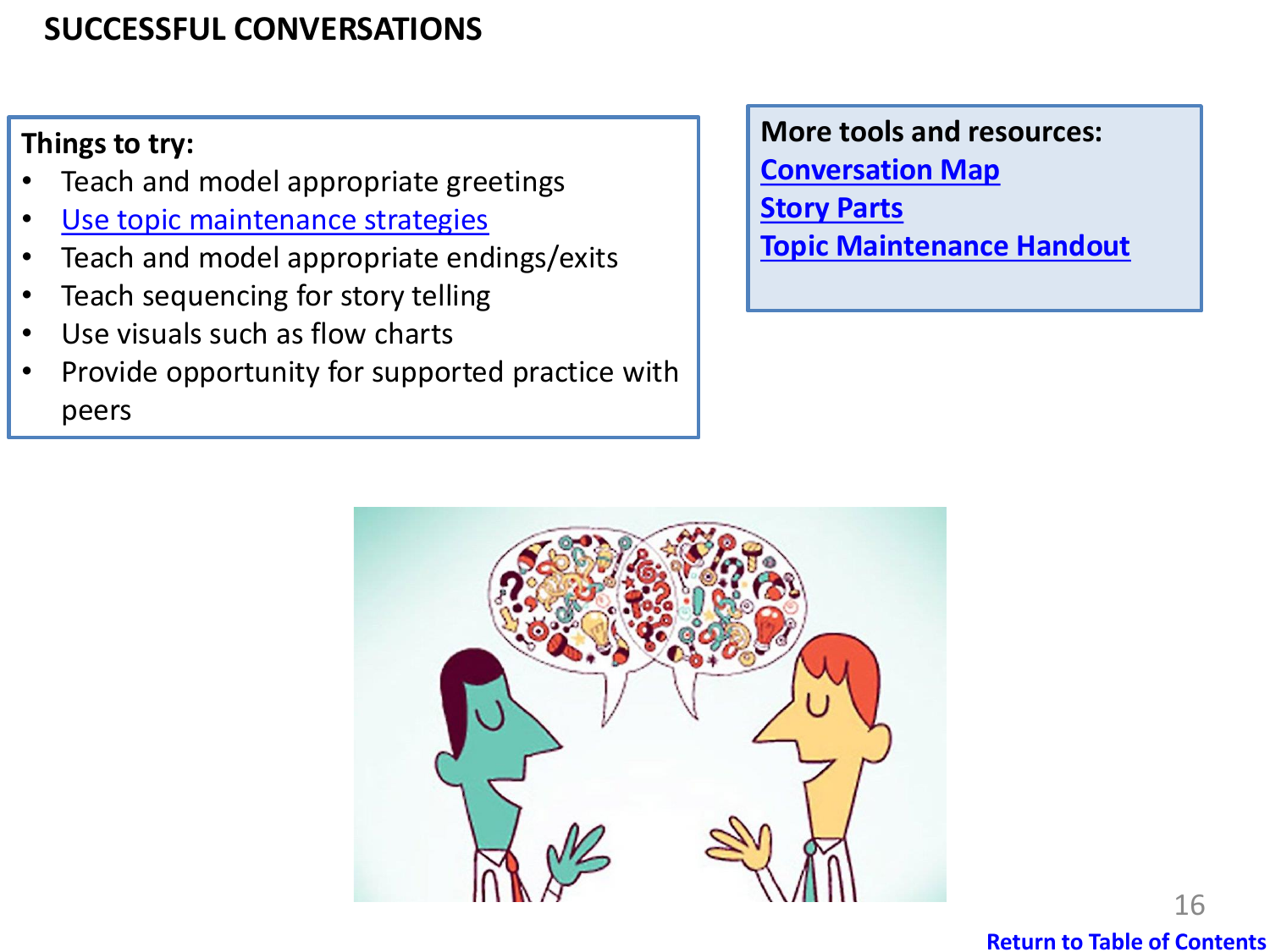# SUCCESSFUL CONVERSATIONS

**Things to try:**

- Teach and model appropriate greetings
- Use topic maintenance strategies
- Teach and model appropriate endings/exits
- Teach sequencing for story telling
- Use visuals such as flow charts
- Provide opportunity for supported practice with peers

**More tools and resources:**

**Conversation Map**
**Story Parts**
**Topic Maintenance Handout**

**Return to Table of Contents**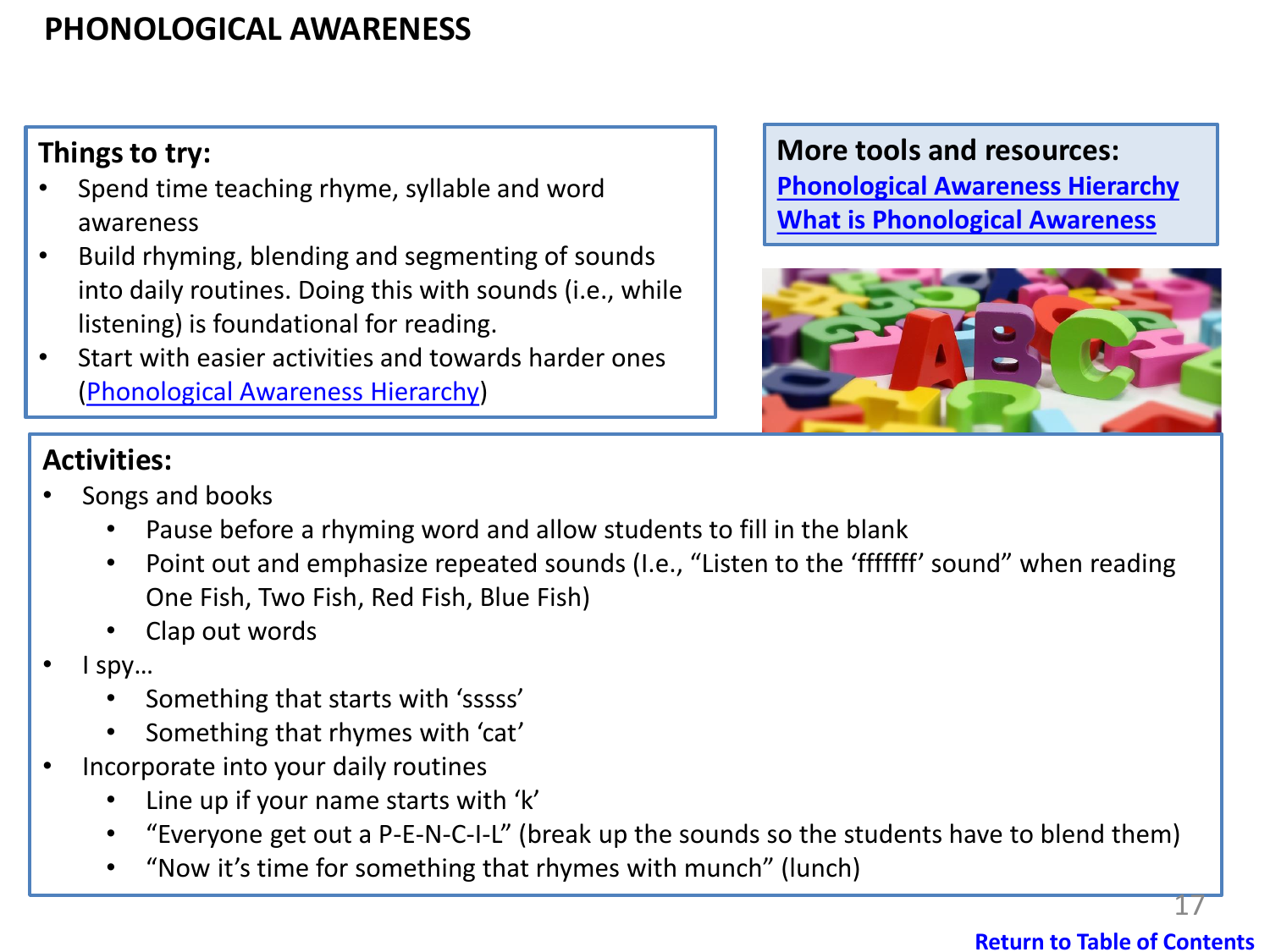# PHONOLOGICAL AWARENESS

**Things to try:**

- Spend time teaching rhyme, syllable and word awareness
- Build rhyming, blending and segmenting of sounds into daily routines. Doing this with sounds (i.e., while listening) is foundational for reading.
- Start with easier activities and towards harder ones (Phonological Awareness Hierarchy)

**More tools and resources:**

**Phonological Awareness Hierarchy**

**What is Phonological Awareness**

**Activities:**

- Songs and books
  - Pause before a rhyming word and allow students to fill in the blank
  - Point out and emphasize repeated sounds (I.e., "Listen to the 'fffffff' sound" when reading One Fish, Two Fish, Red Fish, Blue Fish)
  - Clap out words
- I spy…
  - Something that starts with 'sssss'
  - Something that rhymes with 'cat'
- Incorporate into your daily routines
  - Line up if your name starts with 'k'
  - "Everyone get out a P-E-N-C-I-L" (break up the sounds so the students have to blend them)
  - "Now it's time for something that rhymes with munch" (lunch)

**Return to Table of Contents**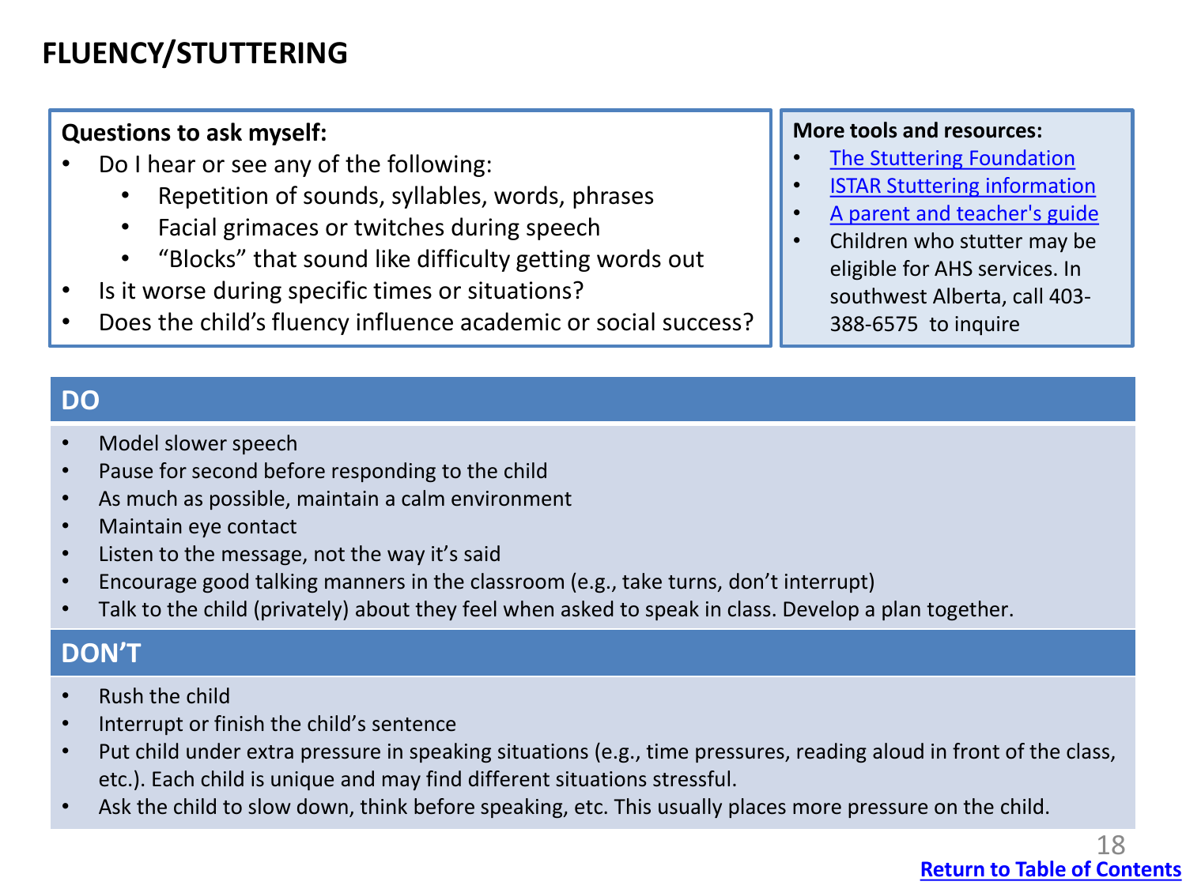# FLUENCY/STUTTERING

**Questions to ask myself:**

- Do I hear or see any of the following:
  - Repetition of sounds, syllables, words, phrases
  - Facial grimaces or twitches during speech
  - "Blocks" that sound like difficulty getting words out
- Is it worse during specific times or situations?
- Does the child's fluency influence academic or social success?

**More tools and resources:**

- The Stuttering Foundation
- ISTAR Stuttering information
- A parent and teacher's guide
- Children who stutter may be eligible for AHS services. In southwest Alberta, call 403-388-6575 to inquire

## DO

- Model slower speech
- Pause for second before responding to the child
- As much as possible, maintain a calm environment
- Maintain eye contact
- Listen to the message, not the way it's said
- Encourage good talking manners in the classroom (e.g., take turns, don't interrupt)
- Talk to the child (privately) about they feel when asked to speak in class. Develop a plan together.

## DON'T

- Rush the child
- Interrupt or finish the child's sentence
- Put child under extra pressure in speaking situations (e.g., time pressures, reading aloud in front of the class, etc.). Each child is unique and may find different situations stressful.
- Ask the child to slow down, think before speaking, etc. This usually places more pressure on the child.

Return to Table of Contents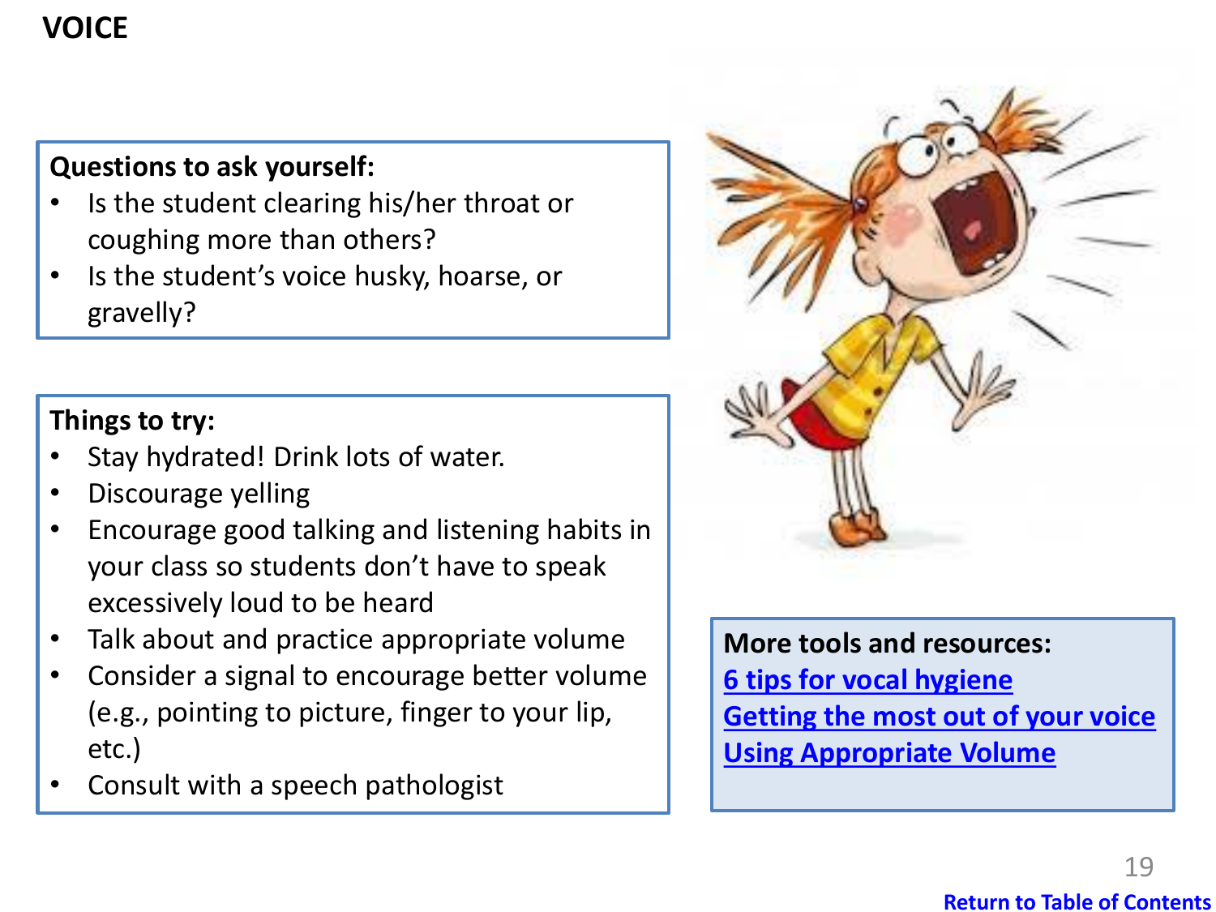# VOICE

**Questions to ask yourself:**

- Is the student clearing his/her throat or coughing more than others?
- Is the student's voice husky, hoarse, or gravelly?

**Things to try:**

- Stay hydrated! Drink lots of water.
- Discourage yelling
- Encourage good talking and listening habits in your class so students don't have to speak excessively loud to be heard
- Talk about and practice appropriate volume
- Consider a signal to encourage better volume (e.g., pointing to picture, finger to your lip, etc.)
- Consult with a speech pathologist

**More tools and resources:**

6 tips for vocal hygiene
Getting the most out of your voice
Using Appropriate Volume

Return to Table of Contents